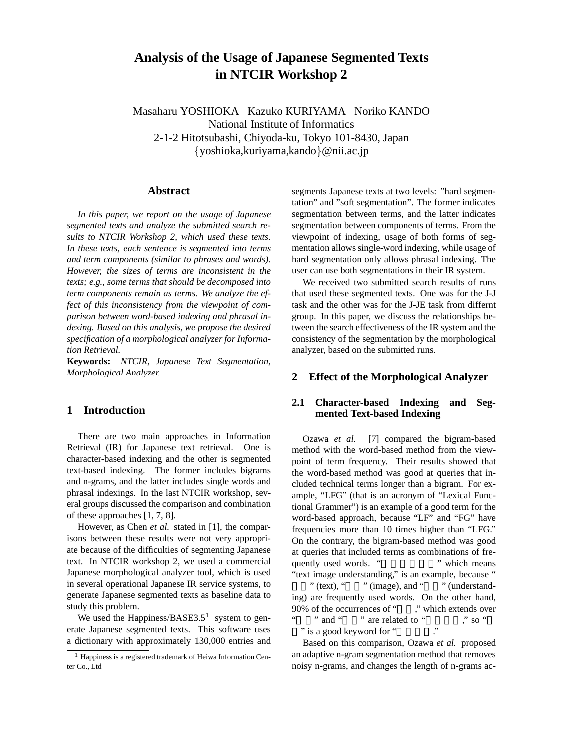# Analysis of the Usage of Japanese Segmented Texts in NTCIR Workshop 2

Masaharu YOSHIOKA Kazuko KURIYAMA Noriko KANDO
National Institute of Informatics
2-1-2 Hitotsubashi, Chiyoda-ku, Tokyo 101-8430, Japan
{yoshioka,kuriyama,kando}@nii.ac.jp

## Abstract

*In this paper, we report on the usage of Japanese segmented texts and analyze the submitted search results to NTCIR Workshop 2, which used these texts. In these texts, each sentence is segmented into terms and term components (similar to phrases and words). However, the sizes of terms are inconsistent in the texts; e.g., some terms that should be decomposed into term components remain as terms. We analyze the effect of this inconsistency from the viewpoint of comparison between word-based indexing and phrasal indexing. Based on this analysis, we propose the desired specification of a morphological analyzer for Information Retrieval.*

**Keywords:** *NTCIR, Japanese Text Segmentation, Morphological Analyzer.*

## 1 Introduction

There are two main approaches in Information Retrieval (IR) for Japanese text retrieval. One is character-based indexing and the other is segmented text-based indexing. The former includes bigrams and n-grams, and the latter includes single words and phrasal indexings. In the last NTCIR workshop, several groups discussed the comparison and combination of these approaches [1, 7, 8].

However, as Chen *et al.* stated in [1], the comparisons between these results were not very appropriate because of the difficulties of segmenting Japanese text. In NTCIR workshop 2, we used a commercial Japanese morphological analyzer tool, which is used in several operational Japanese IR service systems, to generate Japanese segmented texts as baseline data to study this problem.

We used the Happiness/BASE3.5[1] system to generate Japanese segmented texts. This software uses a dictionary with approximately 130,000 entries and segments Japanese texts at two levels: "hard segmentation" and "soft segmentation". The former indicates segmentation between terms, and the latter indicates segmentation between components of terms. From the viewpoint of indexing, usage of both forms of segmentation allows single-word indexing, while usage of hard segmentation only allows phrasal indexing. The user can use both segmentations in their IR system.

We received two submitted search results of runs that used these segmented texts. One was for the J-J task and the other was for the J-JE task from differnt group. In this paper, we discuss the relationships between the search effectiveness of the IR system and the consistency of the segmentation by the morphological analyzer, based on the submitted runs.

[1] Happiness is a registered trademark of Heiwa Information Center Co., Ltd

## 2 Effect of the Morphological Analyzer

### 2.1 Character-based Indexing and Segmented Text-based Indexing

Ozawa *et al.* [7] compared the bigram-based method with the word-based method from the viewpoint of term frequency. Their results showed that the word-based method was good at queries that included technical terms longer than a bigram. For example, "LFG" (that is an acronym of "Lexical Functional Grammer") is an example of a good term for the word-based approach, because "LF" and "FG" have frequencies more than 10 times higher than "LFG." On the contrary, the bigram-based method was good at queries that included terms as combinations of frequently used words. " " which means "text image understanding," is an example, because " " (text), " " (image), and " " (understanding) are frequently used words. On the other hand, 90% of the occurrences of " ," which extends over " " and " " are related to " ," so " " is a good keyword for " ."

Based on this comparison, Ozawa *et al.* proposed an adaptive n-gram segmentation method that removes noisy n-grams, and changes the length of n-grams ac-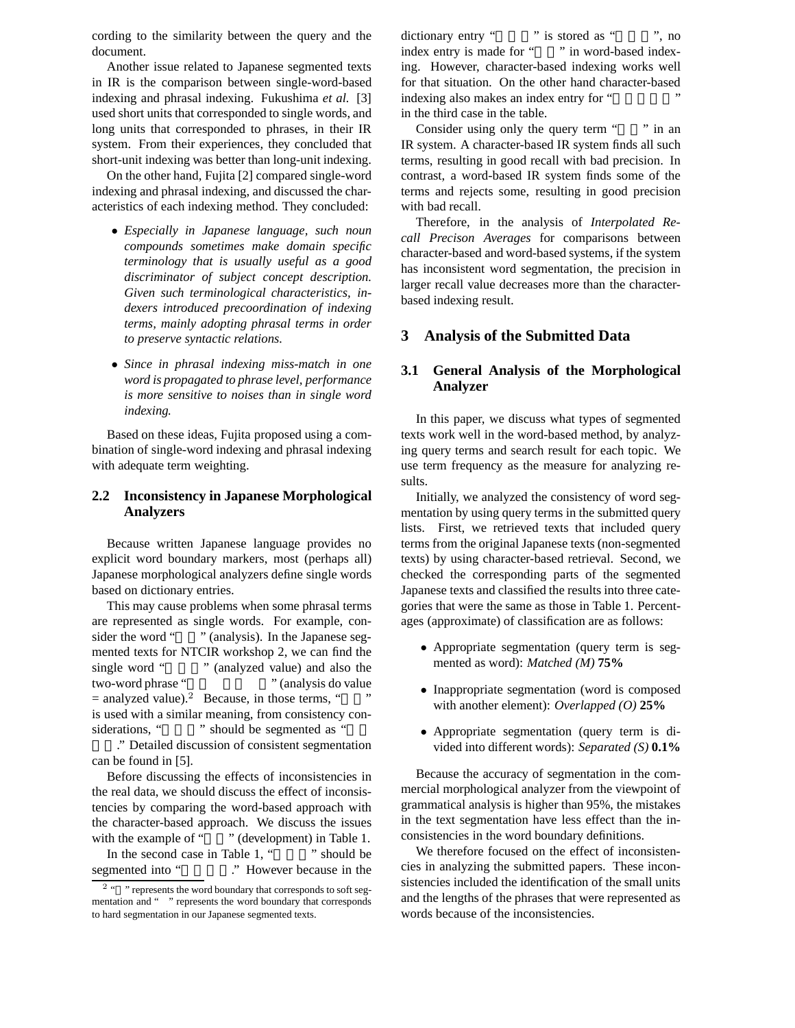cording to the similarity between the query and the document.

Another issue related to Japanese segmented texts in IR is the comparison between single-word-based indexing and phrasal indexing. Fukushima *et al.* [3] used short units that corresponded to single words, and long units that corresponded to phrases, in their IR system. From their experiences, they concluded that short-unit indexing was better than long-unit indexing.

On the other hand, Fujita [2] compared single-word indexing and phrasal indexing, and discussed the characteristics of each indexing method. They concluded:

- *Especially in Japanese language, such noun compounds sometimes make domain specific terminology that is usually useful as a good discriminator of subject concept description. Given such terminological characteristics, indexers introduced precoordination of indexing terms, mainly adopting phrasal terms in order to preserve syntactic relations.*
- *Since in phrasal indexing miss-match in one word is propagated to phrase level, performance is more sensitive to noises than in single word indexing.*

Based on these ideas, Fujita proposed using a combination of single-word indexing and phrasal indexing with adequate term weighting.

## 2.2 Inconsistency in Japanese Morphological Analyzers

Because written Japanese language provides no explicit word boundary markers, most (perhaps all) Japanese morphological analyzers define single words based on dictionary entries.

This may cause problems when some phrasal terms are represented as single words. For example, consider the word “　　” (analysis). In the Japanese segmented texts for NTCIR workshop 2, we can find the single word “　　　” (analyzed value) and also the two-word phrase “　　　　　　” (analysis do value = analyzed value).[2] Because, in those terms, “　　” is used with a similar meaning, from consistency considerations, “　　　” should be segmented as “　　　　.” Detailed discussion of consistent segmentation can be found in [5].

Before discussing the effects of inconsistencies in the real data, we should discuss the effect of inconsistencies by comparing the word-based approach with the character-based approach. We discuss the issues with the example of “　　” (development) in Table 1.

In the second case in Table 1, “　　　” should be segmented into “　　　　.” However because in the dictionary entry “　　　” is stored as “　　　”, no index entry is made for “　　” in word-based indexing. However, character-based indexing works well for that situation. On the other hand character-based indexing also makes an index entry for “　　　　” in the third case in the table.

Consider using only the query term “　　” in an IR system. A character-based IR system finds all such terms, resulting in good recall with bad precision. In contrast, a word-based IR system finds some of the terms and rejects some, resulting in good precision with bad recall.

Therefore, in the analysis of *Interpolated Recall Precison Averages* for comparisons between character-based and word-based systems, if the system has inconsistent word segmentation, the precision in larger recall value decreases more than the character-based indexing result.

# 3 Analysis of the Submitted Data

## 3.1 General Analysis of the Morphological Analyzer

In this paper, we discuss what types of segmented texts work well in the word-based method, by analyzing query terms and search result for each topic. We use term frequency as the measure for analyzing results.

Initially, we analyzed the consistency of word segmentation by using query terms in the submitted query lists. First, we retrieved texts that included query terms from the original Japanese texts (non-segmented texts) by using character-based retrieval. Second, we checked the corresponding parts of the segmented Japanese texts and classified the results into three categories that were the same as those in Table 1. Percentages (approximate) of classification are as follows:

- Appropriate segmentation (query term is segmented as word): *Matched (M)* **75%**
- Inappropriate segmentation (word is composed with another element): *Overlapped (O)* **25%**
- Appropriate segmentation (query term is divided into different words): *Separated (S)* **0.1%**

Because the accuracy of segmentation in the commercial morphological analyzer from the viewpoint of grammatical analysis is higher than 95%, the mistakes in the text segmentation have less effect than the inconsistencies in the word boundary definitions.

We therefore focused on the effect of inconsistencies in analyzing the submitted papers. These inconsistencies included the identification of the small units and the lengths of the phrases that were represented as words because of the inconsistencies.

[2] “　” represents the word boundary that corresponds to soft segmentation and “ ” represents the word boundary that corresponds to hard segmentation in our Japanese segmented texts.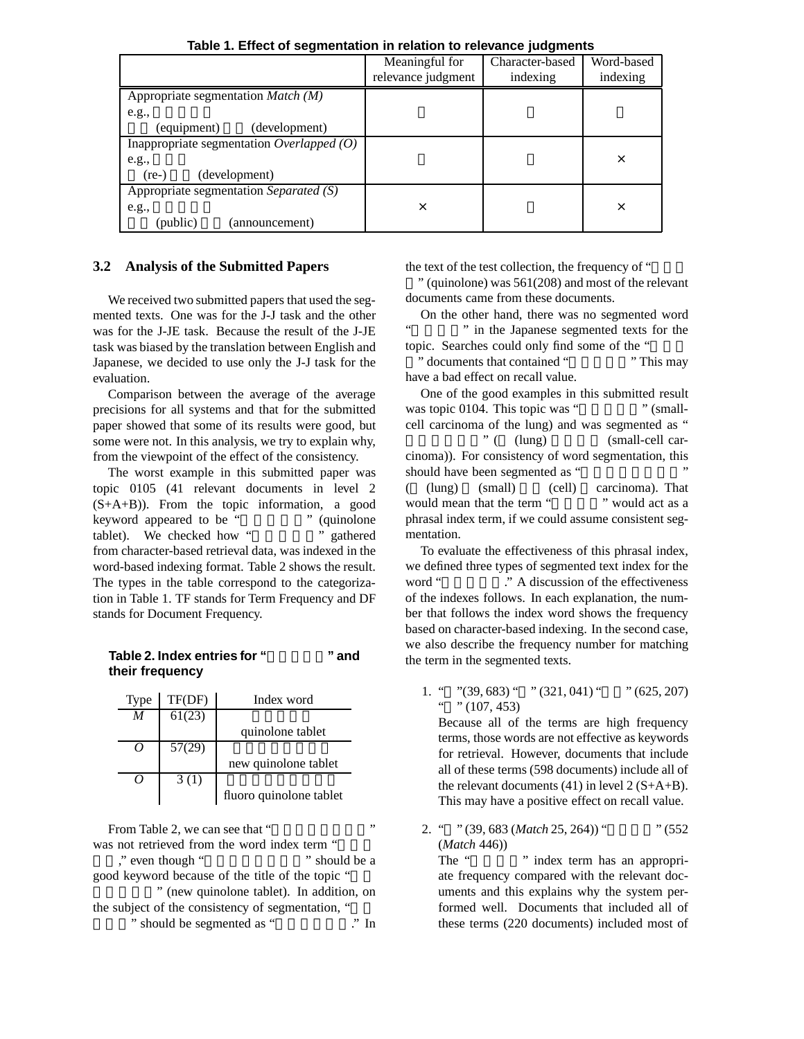**Table 1. Effect of segmentation in relation to relevance judgments**

| | Meaningful for relevance judgment | Character-based indexing | Word-based indexing |
|---|---|---|---|
| Appropriate segmentation *Match (M)* e.g., (equipment) (development) | | | |
| Inappropriate segmentation *Overlapped (O)* e.g., (re-) (development) | | | × |
| Appropriate segmentation *Separated (S)* e.g., (public) (announcement) | × | | × |

### 3.2 Analysis of the Submitted Papers

We received two submitted papers that used the segmented texts. One was for the J-J task and the other was for the J-JE task. Because the result of the J-JE task was biased by the translation between English and Japanese, we decided to use only the J-J task for the evaluation.

Comparison between the average of the average precisions for all systems and that for the submitted paper showed that some of its results were good, but some were not. In this analysis, we try to explain why, from the viewpoint of the effect of the consistency.

The worst example in this submitted paper was topic 0105 (41 relevant documents in level 2 (S+A+B)). From the topic information, a good keyword appeared to be " " (quinolone tablet). We checked how " " gathered from character-based retrieval data, was indexed in the word-based indexing format. Table 2 shows the result. The types in the table correspond to the categorization in Table 1. TF stands for Term Frequency and DF stands for Document Frequency.

**Table 2. Index entries for " " and their frequency**

| Type | TF(DF) | Index word |
|---|---|---|
| *M* | 61(23) | quinolone tablet |
| *O* | 57(29) | new quinolone tablet |
| *O* | 3 (1) | fluoro quinolone tablet |

From Table 2, we can see that " " was not retrieved from the word index term " ," even though " " should be a good keyword because of the title of the topic " " (new quinolone tablet). In addition, on the subject of the consistency of segmentation, " " should be segmented as " ." In the text of the test collection, the frequency of " " (quinolone) was 561(208) and most of the relevant documents came from these documents.

On the other hand, there was no segmented word " " in the Japanese segmented texts for the topic. Searches could only find some of the " " documents that contained " ." This may have a bad effect on recall value.

One of the good examples in this submitted result was topic 0104. This topic was " " (small-cell carcinoma of the lung) and was segmented as " " ( (lung) (small-cell carcinoma)). For consistency of word segmentation, this should have been segmented as " " ( (lung) (small) (cell) carcinoma). That would mean that the term " " would act as a phrasal index term, if we could assume consistent segmentation.

To evaluate the effectiveness of this phrasal index, we defined three types of segmented text index for the word " ." A discussion of the effectiveness of the indexes follows. In each explanation, the number that follows the index word shows the frequency based on character-based indexing. In the second case, we also describe the frequency number for matching the term in the segmented texts.

1. " "(39, 683) " " (321, 041) " " (625, 207) " " (107, 453)
   Because all of the terms are high frequency terms, those words are not effective as keywords for retrieval. However, documents that include all of these terms (598 documents) include all of the relevant documents (41) in level 2 (S+A+B). This may have a positive effect on recall value.

2. " " (39, 683 (*Match* 25, 264)) " " (552 (*Match* 446))
   The " " index term has an appropriate frequency compared with the relevant documents and this explains why the system performed well. Documents that included all of these terms (220 documents) included most of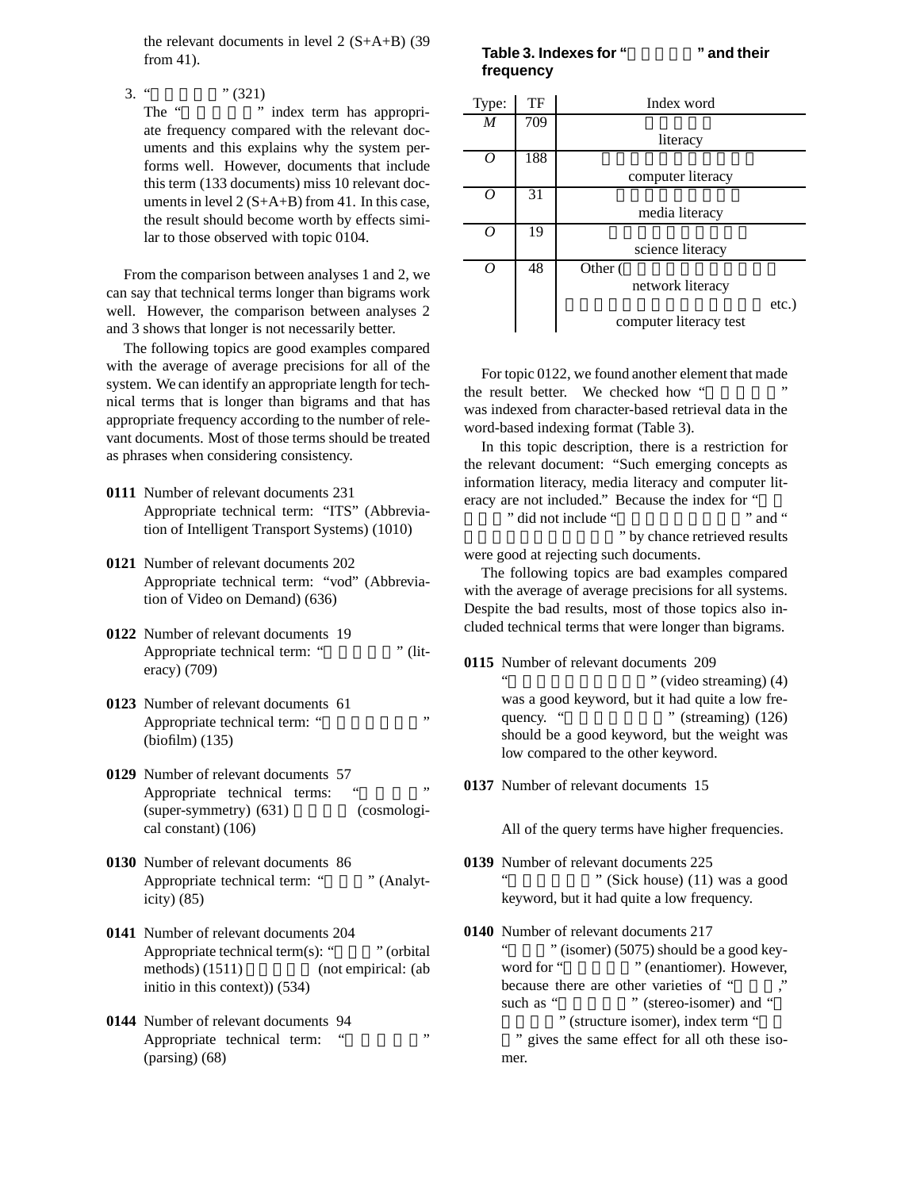the relevant documents in level 2 (S+A+B) (39 from 41).

3. “ ” (321)
   The “ ” index term has appropriate frequency compared with the relevant documents and this explains why the system performs well. However, documents that include this term (133 documents) miss 10 relevant documents in level 2 (S+A+B) from 41. In this case, the result should become worth by effects similar to those observed with topic 0104.

From the comparison between analyses 1 and 2, we can say that technical terms longer than bigrams work well. However, the comparison between analyses 2 and 3 shows that longer is not necessarily better.

The following topics are good examples compared with the average of average precisions for all of the system. We can identify an appropriate length for technical terms that is longer than bigrams and that has appropriate frequency according to the number of relevant documents. Most of those terms should be treated as phrases when considering consistency.

**0111** Number of relevant documents 231
Appropriate technical term: “ITS” (Abbreviation of Intelligent Transport Systems) (1010)

**0121** Number of relevant documents 202
Appropriate technical term: “vod” (Abbreviation of Video on Demand) (636)

**0122** Number of relevant documents 19
Appropriate technical term: “ ” (literacy) (709)

**0123** Number of relevant documents 61
Appropriate technical term: “ ” (biofilm) (135)

**0129** Number of relevant documents 57
Appropriate technical terms: “ ” (super-symmetry) (631) (cosmological constant) (106)

**0130** Number of relevant documents 86
Appropriate technical term: “ ” (Analyticity) (85)

**0141** Number of relevant documents 204
Appropriate technical term(s): “ ” (orbital methods) (1511) (not empirical: (ab initio in this context)) (534)

**0144** Number of relevant documents 94
Appropriate technical term: “ ” (parsing) (68)

**Table 3. Indexes for “ ” and their frequency**

| Type: | TF | Index word |
|---|---|---|
| *M* | 709 | literacy |
| *O* | 188 | computer literacy |
| *O* | 31 | media literacy |
| *O* | 19 | science literacy |
| *O* | 48 | Other ( network literacy etc.) computer literacy test |

For topic 0122, we found another element that made the result better. We checked how “ ” was indexed from character-based retrieval data in the word-based indexing format (Table 3).

In this topic description, there is a restriction for the relevant document: “Such emerging concepts as information literacy, media literacy and computer literacy are not included.” Because the index for “ ” did not include “ ” and “ ” by chance retrieved results were good at rejecting such documents.

The following topics are bad examples compared with the average of average precisions for all systems. Despite the bad results, most of those topics also included technical terms that were longer than bigrams.

**0115** Number of relevant documents 209
“ ” (video streaming) (4) was a good keyword, but it had quite a low frequency. “ ” (streaming) (126) should be a good keyword, but the weight was low compared to the other keyword.

**0137** Number of relevant documents 15

All of the query terms have higher frequencies.

**0139** Number of relevant documents 225
“ ” (Sick house) (11) was a good keyword, but it had quite a low frequency.

**0140** Number of relevant documents 217
“ ” (isomer) (5075) should be a good keyword for “ ” (enantiomer). However, because there are other varieties of “ ,” such as “ ” (stereo-isomer) and “ ” (structure isomer), index term “ ” gives the same effect for all oth these isomer.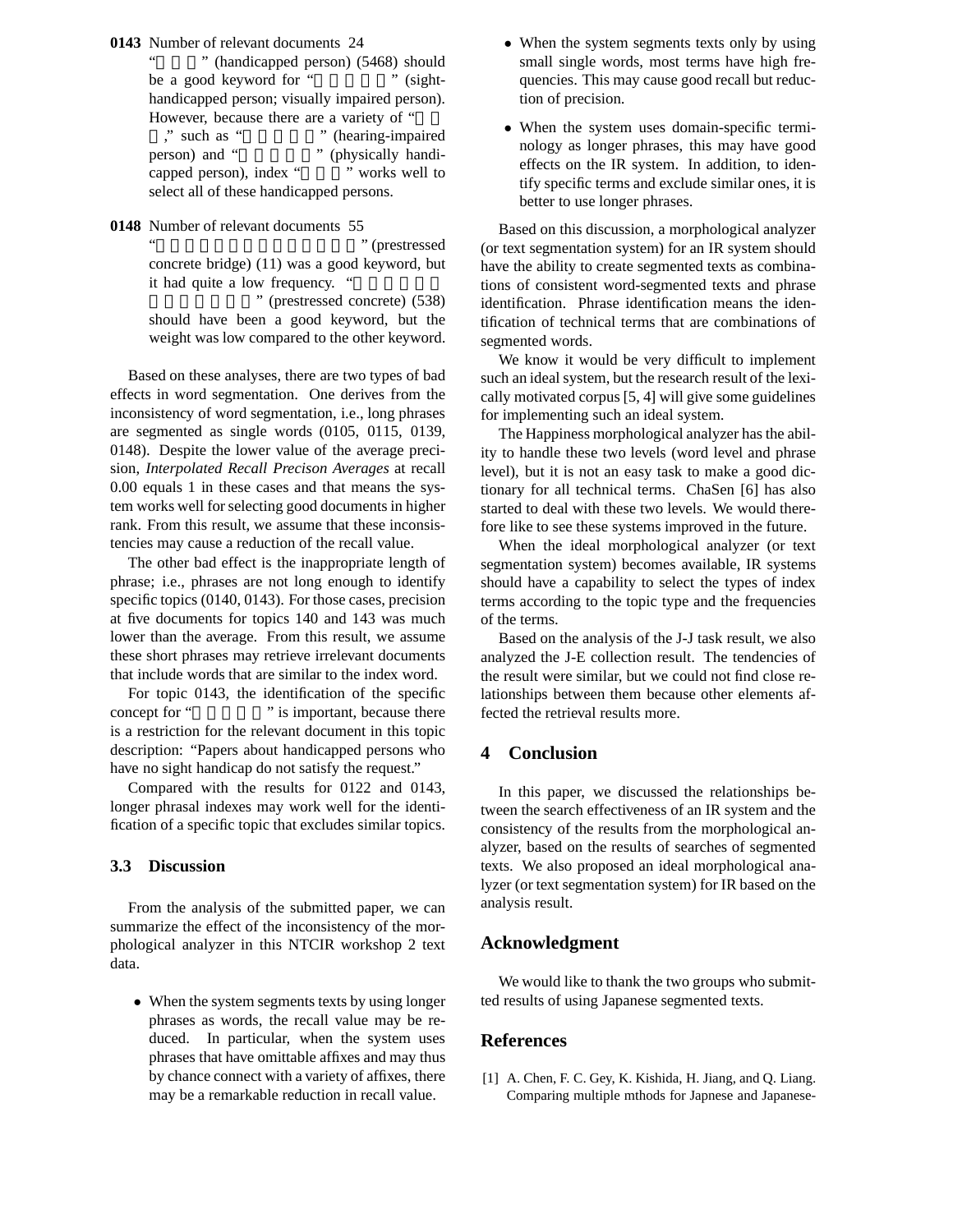**0143** Number of relevant documents 24

“ ” (handicapped person) (5468) should be a good keyword for “ ” (sight-handicapped person; visually impaired person). However, because there are a variety of “ ,” such as “ ” (hearing-impaired person) and “ ” (physically handicapped person), index “ ” works well to select all of these handicapped persons.

**0148** Number of relevant documents 55

“ ” (prestressed concrete bridge) (11) was a good keyword, but it had quite a low frequency. “ ” (prestressed concrete) (538) should have been a good keyword, but the weight was low compared to the other keyword.

Based on these analyses, there are two types of bad effects in word segmentation. One derives from the inconsistency of word segmentation, i.e., long phrases are segmented as single words (0105, 0115, 0139, 0148). Despite the lower value of the average precision, *Interpolated Recall Precison Averages* at recall 0.00 equals 1 in these cases and that means the system works well for selecting good documents in higher rank. From this result, we assume that these inconsistencies may cause a reduction of the recall value.

The other bad effect is the inappropriate length of phrase; i.e., phrases are not long enough to identify specific topics (0140, 0143). For those cases, precision at five documents for topics 140 and 143 was much lower than the average. From this result, we assume these short phrases may retrieve irrelevant documents that include words that are similar to the index word.

For topic 0143, the identification of the specific concept for “ ” is important, because there is a restriction for the relevant document in this topic description: “Papers about handicapped persons who have no sight handicap do not satisfy the request.”

Compared with the results for 0122 and 0143, longer phrasal indexes may work well for the identification of a specific topic that excludes similar topics.

### 3.3 Discussion

From the analysis of the submitted paper, we can summarize the effect of the inconsistency of the morphological analyzer in this NTCIR workshop 2 text data.

- When the system segments texts by using longer phrases as words, the recall value may be reduced. In particular, when the system uses phrases that have omittable affixes and may thus by chance connect with a variety of affixes, there may be a remarkable reduction in recall value.
- When the system segments texts only by using small single words, most terms have high frequencies. This may cause good recall but reduction of precision.
- When the system uses domain-specific terminology as longer phrases, this may have good effects on the IR system. In addition, to identify specific terms and exclude similar ones, it is better to use longer phrases.

Based on this discussion, a morphological analyzer (or text segmentation system) for an IR system should have the ability to create segmented texts as combinations of consistent word-segmented texts and phrase identification. Phrase identification means the identification of technical terms that are combinations of segmented words.

We know it would be very difficult to implement such an ideal system, but the research result of the lexically motivated corpus [5, 4] will give some guidelines for implementing such an ideal system.

The Happiness morphological analyzer has the ability to handle these two levels (word level and phrase level), but it is not an easy task to make a good dictionary for all technical terms. ChaSen [6] has also started to deal with these two levels. We would therefore like to see these systems improved in the future.

When the ideal morphological analyzer (or text segmentation system) becomes available, IR systems should have a capability to select the types of index terms according to the topic type and the frequencies of the terms.

Based on the analysis of the J-J task result, we also analyzed the J-E collection result. The tendencies of the result were similar, but we could not find close relationships between them because other elements affected the retrieval results more.

## 4 Conclusion

In this paper, we discussed the relationships between the search effectiveness of an IR system and the consistency of the results from the morphological analyzer, based on the results of searches of segmented texts. We also proposed an ideal morphological analyzer (or text segmentation system) for IR based on the analysis result.

## Acknowledgment

We would like to thank the two groups who submitted results of using Japanese segmented texts.

## References

[1] A. Chen, F. C. Gey, K. Kishida, H. Jiang, and Q. Liang. Comparing multiple mthods for Japnese and Japanese-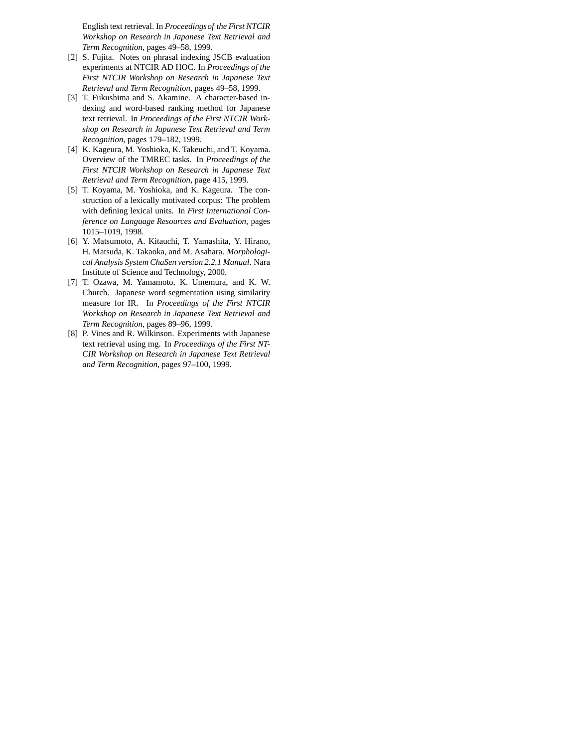English text retrieval. In *Proceedings of the First NTCIR Workshop on Research in Japanese Text Retrieval and Term Recognition*, pages 49–58, 1999.

[2] S. Fujita. Notes on phrasal indexing JSCB evaluation experiments at NTCIR AD HOC. In *Proceedings of the First NTCIR Workshop on Research in Japanese Text Retrieval and Term Recognition*, pages 49–58, 1999.

[3] T. Fukushima and S. Akamine. A character-based indexing and word-based ranking method for Japanese text retrieval. In *Proceedings of the First NTCIR Workshop on Research in Japanese Text Retrieval and Term Recognition*, pages 179–182, 1999.

[4] K. Kageura, M. Yoshioka, K. Takeuchi, and T. Koyama. Overview of the TMREC tasks. In *Proceedings of the First NTCIR Workshop on Research in Japanese Text Retrieval and Term Recognition*, page 415, 1999.

[5] T. Koyama, M. Yoshioka, and K. Kageura. The construction of a lexically motivated corpus: The problem with defining lexical units. In *First International Conference on Language Resources and Evaluation*, pages 1015–1019, 1998.

[6] Y. Matsumoto, A. Kitauchi, T. Yamashita, Y. Hirano, H. Matsuda, K. Takaoka, and M. Asahara. *Morphological Analysis System ChaSen version 2.2.1 Manual*. Nara Institute of Science and Technology, 2000.

[7] T. Ozawa, M. Yamamoto, K. Umemura, and K. W. Church. Japanese word segmentation using similarity measure for IR. In *Proceedings of the First NTCIR Workshop on Research in Japanese Text Retrieval and Term Recognition*, pages 89–96, 1999.

[8] P. Vines and R. Wilkinson. Experiments with Japanese text retrieval using mg. In *Proceedings of the First NTCIR Workshop on Research in Japanese Text Retrieval and Term Recognition*, pages 97–100, 1999.